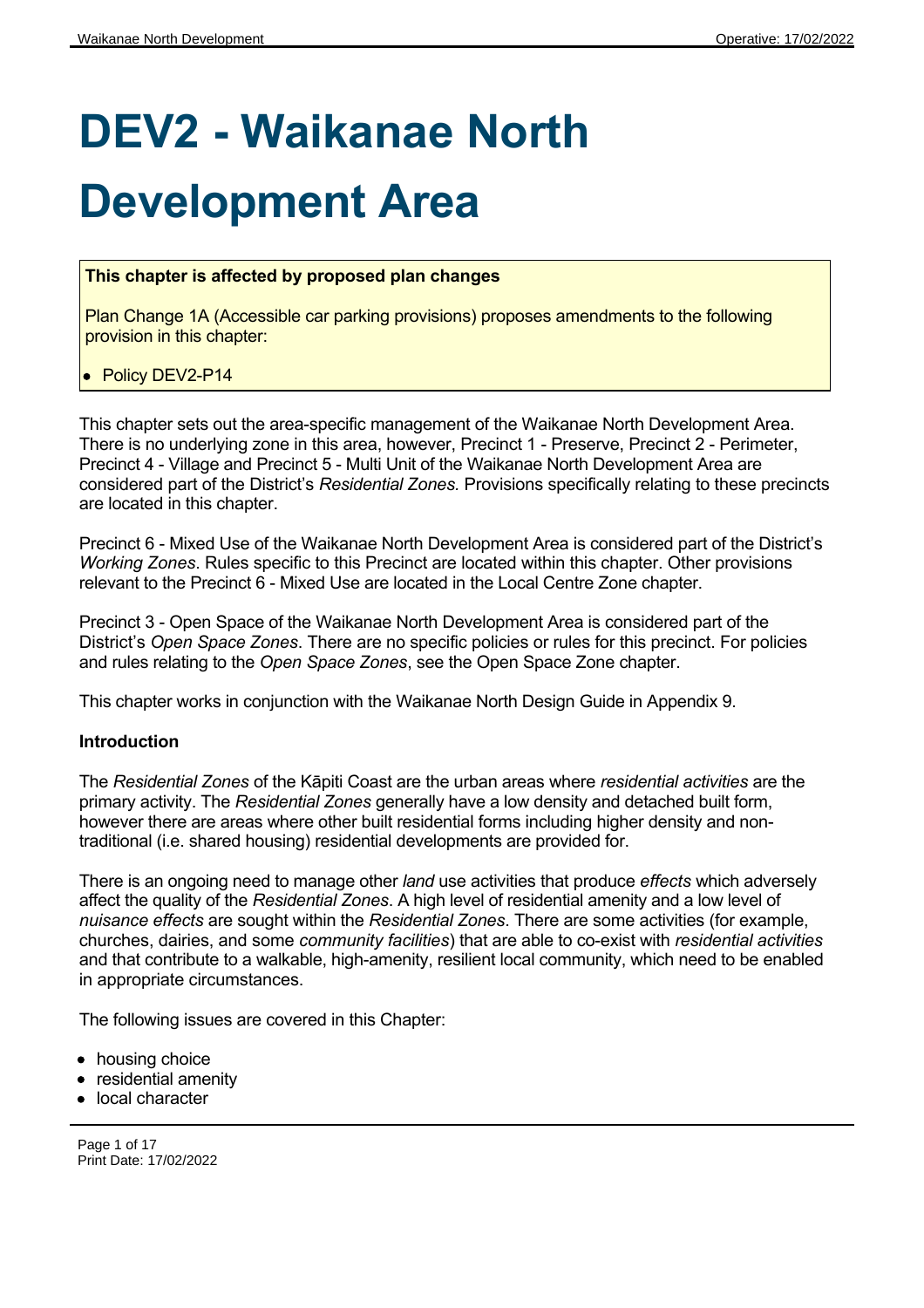# DEV2 - Waikanae North Development Area

**This chapter is affected by proposed plan changes**

Plan Change 1A (Accessible car parking provisions) proposes amendments to the following provision in this chapter:

- Policy DEV2-P14

This chapter sets out the area-specific management of the Waikanae North Development Area. There is no underlying zone in this area, however, Precinct 1 - Preserve, Precinct 2 - Perimeter, Precinct 4 - Village and Precinct 5 - Multi Unit of the Waikanae North Development Area are considered part of the District's *Residential Zones.* Provisions specifically relating to these precincts are located in this chapter.

Precinct 6 - Mixed Use of the Waikanae North Development Area is considered part of the District's *Working Zones*. Rules specific to this Precinct are located within this chapter. Other provisions relevant to the Precinct 6 - Mixed Use are located in the Local Centre Zone chapter.

Precinct 3 - Open Space of the Waikanae North Development Area is considered part of the District's *Open Space Zones*. There are no specific policies or rules for this precinct. For policies and rules relating to the *Open Space Zones*, see the Open Space Zone chapter.

This chapter works in conjunction with the Waikanae North Design Guide in Appendix 9.

**Introduction**

The *Residential Zones* of the Kāpiti Coast are the urban areas where *residential activities* are the primary activity. The *Residential Zones* generally have a low density and detached built form, however there are areas where other built residential forms including higher density and non-traditional (i.e. shared housing) residential developments are provided for.

There is an ongoing need to manage other *land* use activities that produce *effects* which adversely affect the quality of the *Residential Zones*. A high level of residential amenity and a low level of *nuisance effects* are sought within the *Residential Zones*. There are some activities (for example, churches, dairies, and some *community facilities*) that are able to co-exist with *residential activities* and that contribute to a walkable, high-amenity, resilient local community, which need to be enabled in appropriate circumstances.

The following issues are covered in this Chapter:

- housing choice
- residential amenity
- local character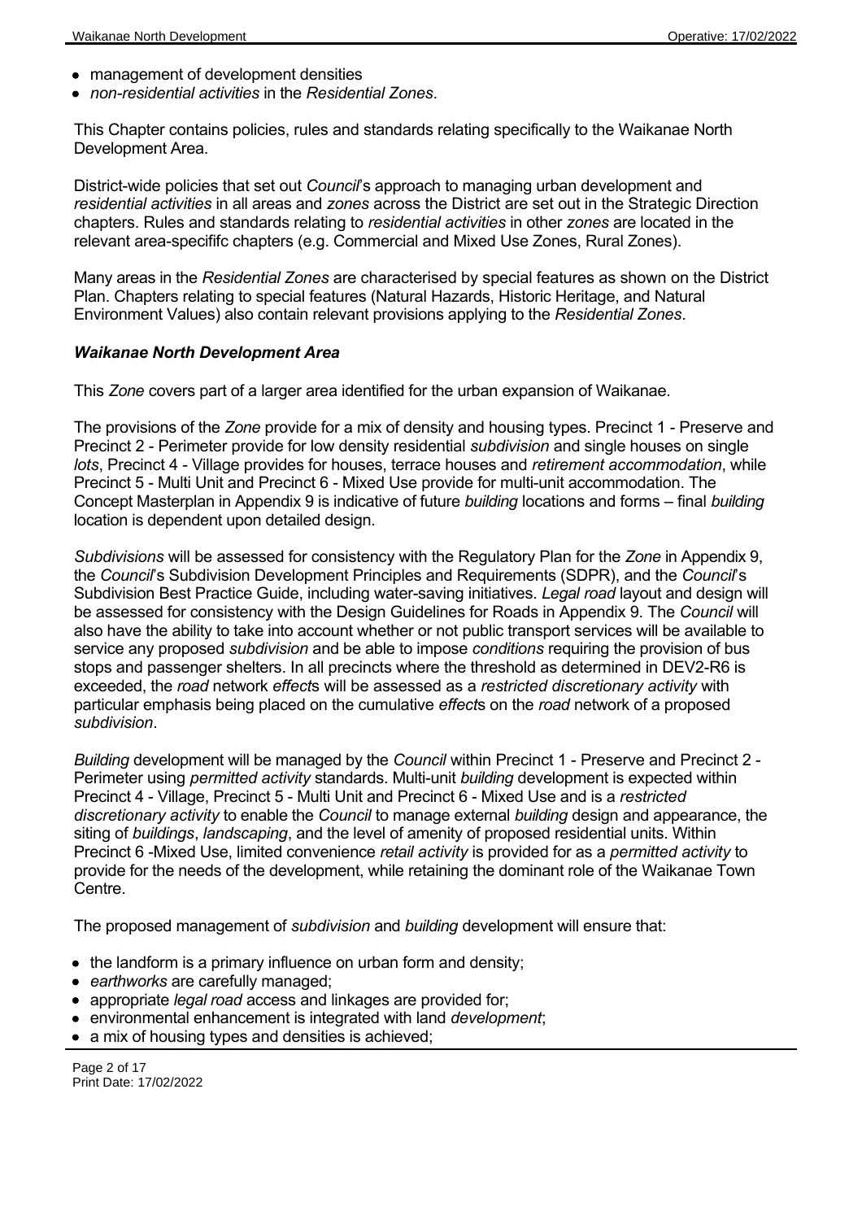- management of development densities
- *non-residential activities* in the *Residential Zones*.

This Chapter contains policies, rules and standards relating specifically to the Waikanae North Development Area.

District-wide policies that set out *Council*'s approach to managing urban development and *residential activities* in all areas and *zones* across the District are set out in the Strategic Direction chapters. Rules and standards relating to *residential activities* in other *zones* are located in the relevant area-specififc chapters (e.g. Commercial and Mixed Use Zones, Rural Zones).

Many areas in the *Residential Zones* are characterised by special features as shown on the District Plan. Chapters relating to special features (Natural Hazards, Historic Heritage, and Natural Environment Values) also contain relevant provisions applying to the *Residential Zones*.

***Waikanae North Development Area***

This *Zone* covers part of a larger area identified for the urban expansion of Waikanae.

The provisions of the *Zone* provide for a mix of density and housing types. Precinct 1 - Preserve and Precinct 2 - Perimeter provide for low density residential *subdivision* and single houses on single *lots*, Precinct 4 - Village provides for houses, terrace houses and *retirement accommodation*, while Precinct 5 - Multi Unit and Precinct 6 - Mixed Use provide for multi-unit accommodation. The Concept Masterplan in Appendix 9 is indicative of future *building* locations and forms – final *building* location is dependent upon detailed design.

*Subdivisions* will be assessed for consistency with the Regulatory Plan for the *Zone* in Appendix 9, the *Council*'s Subdivision Development Principles and Requirements (SDPR), and the *Council*'s Subdivision Best Practice Guide, including water-saving initiatives. *Legal road* layout and design will be assessed for consistency with the Design Guidelines for Roads in Appendix 9. The *Council* will also have the ability to take into account whether or not public transport services will be available to service any proposed *subdivision* and be able to impose *conditions* requiring the provision of bus stops and passenger shelters. In all precincts where the threshold as determined in DEV2-R6 is exceeded, the *road* network *effect*s will be assessed as a *restricted discretionary activity* with particular emphasis being placed on the cumulative *effect*s on the *road* network of a proposed *subdivision*.

*Building* development will be managed by the *Council* within Precinct 1 - Preserve and Precinct 2 - Perimeter using *permitted activity* standards. Multi-unit *building* development is expected within Precinct 4 - Village, Precinct 5 - Multi Unit and Precinct 6 - Mixed Use and is a *restricted discretionary activity* to enable the *Council* to manage external *building* design and appearance, the siting of *buildings*, *landscaping*, and the level of amenity of proposed residential units. Within Precinct 6 -Mixed Use, limited convenience *retail activity* is provided for as a *permitted activity* to provide for the needs of the development, while retaining the dominant role of the Waikanae Town Centre.

The proposed management of *subdivision* and *building* development will ensure that:

- the landform is a primary influence on urban form and density;
- *earthworks* are carefully managed;
- appropriate *legal road* access and linkages are provided for;
- environmental enhancement is integrated with land *development*;
- a mix of housing types and densities is achieved;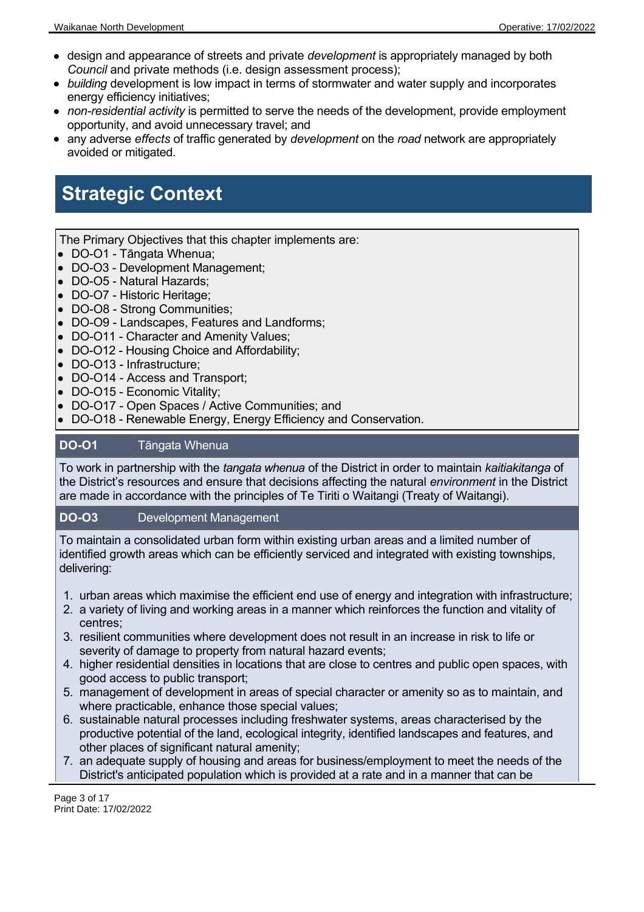- design and appearance of streets and private *development* is appropriately managed by both *Council* and private methods (i.e. design assessment process);
- *building* development is low impact in terms of stormwater and water supply and incorporates energy efficiency initiatives;
- *non-residential activity* is permitted to serve the needs of the development, provide employment opportunity, and avoid unnecessary travel; and
- any adverse *effects* of traffic generated by *development* on the *road* network are appropriately avoided or mitigated.

# Strategic Context

The Primary Objectives that this chapter implements are:

- DO-O1 - Tāngata Whenua;
- DO-O3 - Development Management;
- DO-O5 - Natural Hazards;
- DO-O7 - Historic Heritage;
- DO-O8 - Strong Communities;
- DO-O9 - Landscapes, Features and Landforms;
- DO-O11 - Character and Amenity Values;
- DO-O12 - Housing Choice and Affordability;
- DO-O13 - Infrastructure;
- DO-O14 - Access and Transport;
- DO-O15 - Economic Vitality;
- DO-O17 - Open Spaces / Active Communities; and
- DO-O18 - Renewable Energy, Energy Efficiency and Conservation.

**DO-O1** Tāngata Whenua

To work in partnership with the *tangata whenua* of the District in order to maintain *kaitiakitanga* of the District's resources and ensure that decisions affecting the natural *environment* in the District are made in accordance with the principles of Te Tiriti o Waitangi (Treaty of Waitangi).

**DO-O3** Development Management

To maintain a consolidated urban form within existing urban areas and a limited number of identified growth areas which can be efficiently serviced and integrated with existing townships, delivering:

1. urban areas which maximise the efficient end use of energy and integration with infrastructure;
2. a variety of living and working areas in a manner which reinforces the function and vitality of centres;
3. resilient communities where development does not result in an increase in risk to life or severity of damage to property from natural hazard events;
4. higher residential densities in locations that are close to centres and public open spaces, with good access to public transport;
5. management of development in areas of special character or amenity so as to maintain, and where practicable, enhance those special values;
6. sustainable natural processes including freshwater systems, areas characterised by the productive potential of the land, ecological integrity, identified landscapes and features, and other places of significant natural amenity;
7. an adequate supply of housing and areas for business/employment to meet the needs of the District's anticipated population which is provided at a rate and in a manner that can be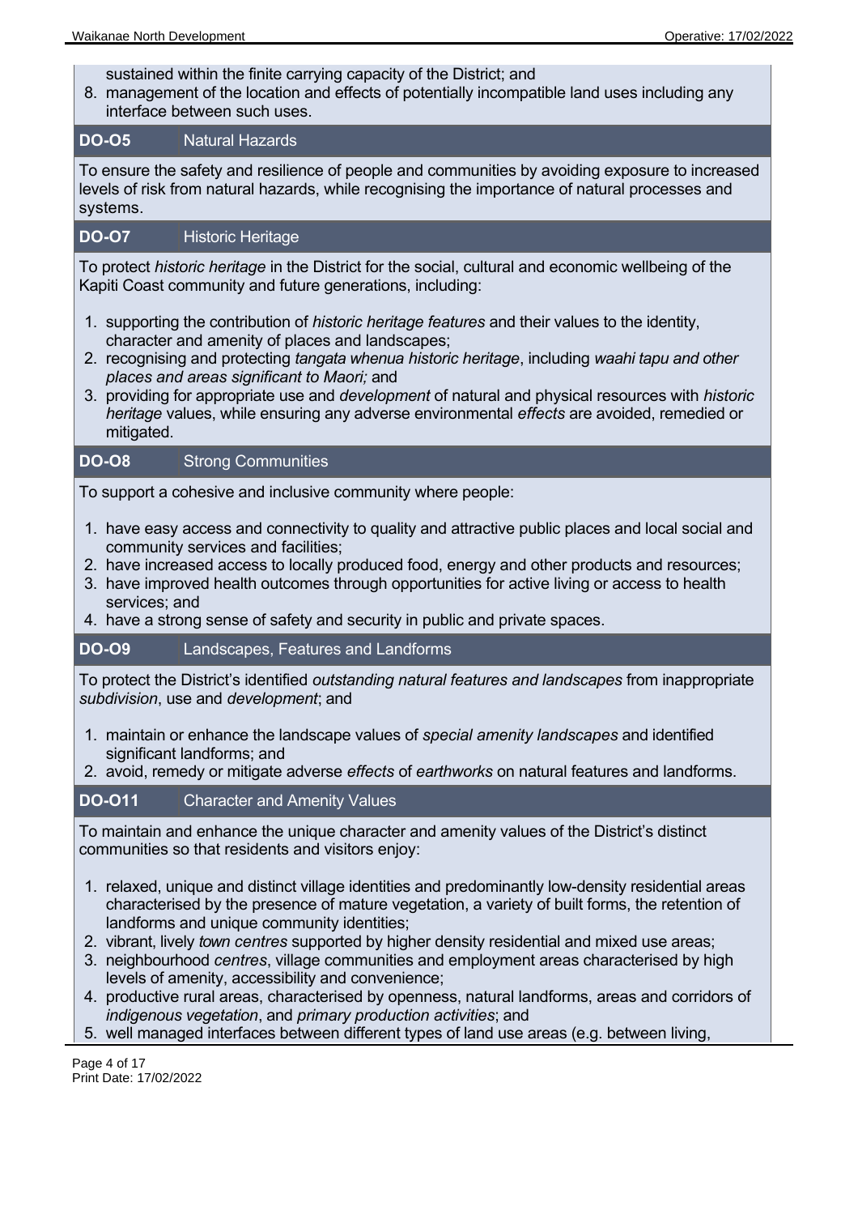sustained within the finite carrying capacity of the District; and
8. management of the location and effects of potentially incompatible land uses including any interface between such uses.

| **DO-O5** | Natural Hazards |
|---|---|

To ensure the safety and resilience of people and communities by avoiding exposure to increased levels of risk from natural hazards, while recognising the importance of natural processes and systems.

| **DO-O7** | Historic Heritage |
|---|---|

To protect *historic heritage* in the District for the social, cultural and economic wellbeing of the Kapiti Coast community and future generations, including:

1. supporting the contribution of *historic heritage features* and their values to the identity, character and amenity of places and landscapes;
2. recognising and protecting *tangata whenua historic heritage*, including *waahi tapu and other places and areas significant to Maori;* and
3. providing for appropriate use and *development* of natural and physical resources with *historic heritage* values, while ensuring any adverse environmental *effects* are avoided, remedied or mitigated.

| **DO-O8** | Strong Communities |
|---|---|

To support a cohesive and inclusive community where people:

1. have easy access and connectivity to quality and attractive public places and local social and community services and facilities;
2. have increased access to locally produced food, energy and other products and resources;
3. have improved health outcomes through opportunities for active living or access to health services; and
4. have a strong sense of safety and security in public and private spaces.

| **DO-O9** | Landscapes, Features and Landforms |
|---|---|

To protect the District's identified *outstanding natural features and landscapes* from inappropriate *subdivision*, use and *development*; and

1. maintain or enhance the landscape values of *special amenity landscapes* and identified significant landforms; and
2. avoid, remedy or mitigate adverse *effects* of *earthworks* on natural features and landforms.

| **DO-O11** | Character and Amenity Values |
|---|---|

To maintain and enhance the unique character and amenity values of the District's distinct communities so that residents and visitors enjoy:

1. relaxed, unique and distinct village identities and predominantly low-density residential areas characterised by the presence of mature vegetation, a variety of built forms, the retention of landforms and unique community identities;
2. vibrant, lively *town centres* supported by higher density residential and mixed use areas;
3. neighbourhood *centres*, village communities and employment areas characterised by high levels of amenity, accessibility and convenience;
4. productive rural areas, characterised by openness, natural landforms, areas and corridors of *indigenous vegetation*, and *primary production activities*; and
5. well managed interfaces between different types of land use areas (e.g. between living,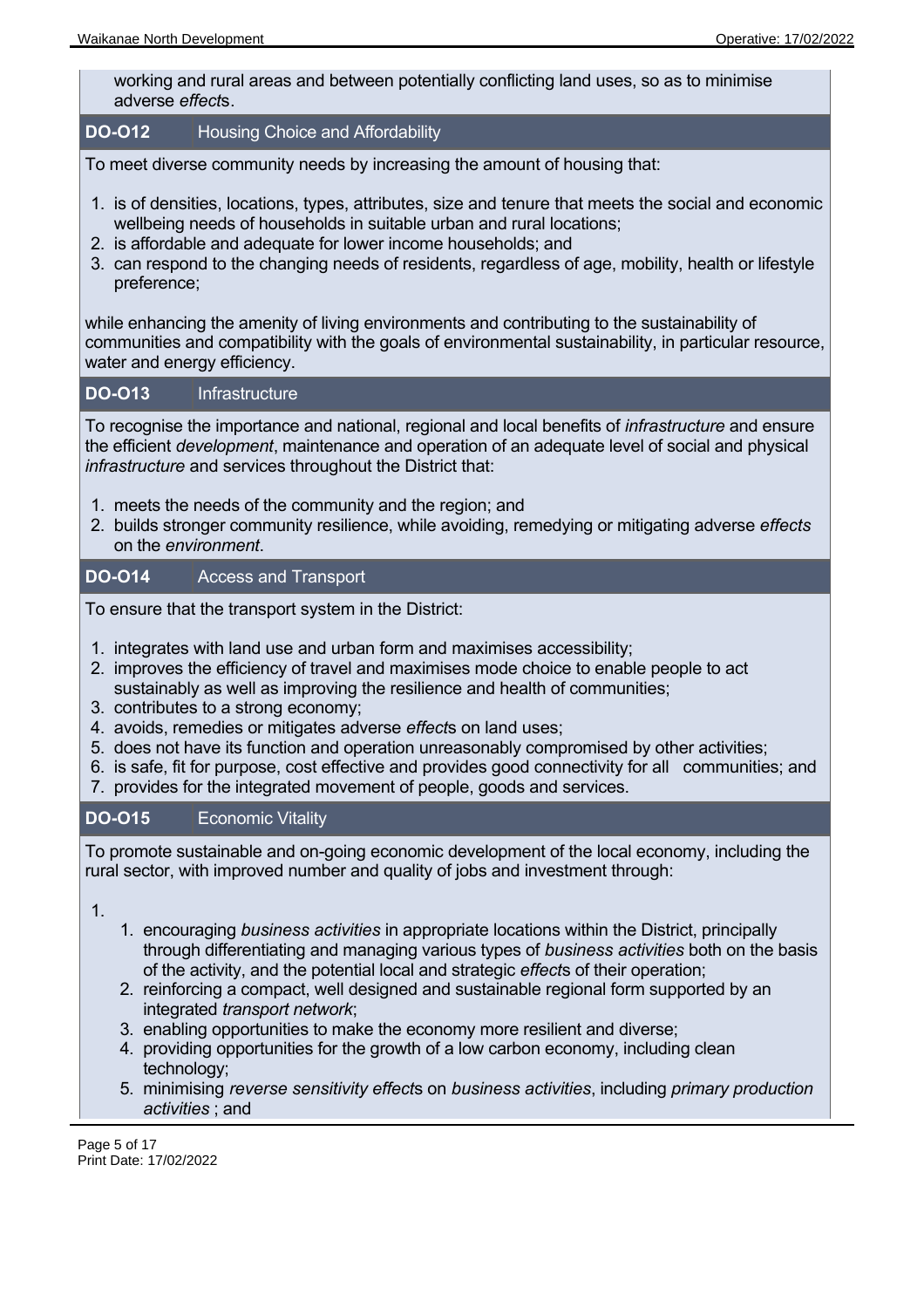working and rural areas and between potentially conflicting land uses, so as to minimise adverse *effect*s.

### DO-O12 Housing Choice and Affordability

To meet diverse community needs by increasing the amount of housing that:

1. is of densities, locations, types, attributes, size and tenure that meets the social and economic wellbeing needs of households in suitable urban and rural locations;
2. is affordable and adequate for lower income households; and
3. can respond to the changing needs of residents, regardless of age, mobility, health or lifestyle preference;

while enhancing the amenity of living environments and contributing to the sustainability of communities and compatibility with the goals of environmental sustainability, in particular resource, water and energy efficiency.

### DO-O13 Infrastructure

To recognise the importance and national, regional and local benefits of *infrastructure* and ensure the efficient *development*, maintenance and operation of an adequate level of social and physical *infrastructure* and services throughout the District that:

1. meets the needs of the community and the region; and
2. builds stronger community resilience, while avoiding, remedying or mitigating adverse *effects* on the *environment*.

### DO-O14 Access and Transport

To ensure that the transport system in the District:

1. integrates with land use and urban form and maximises accessibility;
2. improves the efficiency of travel and maximises mode choice to enable people to act sustainably as well as improving the resilience and health of communities;
3. contributes to a strong economy;
4. avoids, remedies or mitigates adverse *effect*s on land uses;
5. does not have its function and operation unreasonably compromised by other activities;
6. is safe, fit for purpose, cost effective and provides good connectivity for all communities; and
7. provides for the integrated movement of people, goods and services.

### DO-O15 Economic Vitality

To promote sustainable and on-going economic development of the local economy, including the rural sector, with improved number and quality of jobs and investment through:

1. 
    1. encouraging *business activities* in appropriate locations within the District, principally through differentiating and managing various types of *business activities* both on the basis of the activity, and the potential local and strategic *effect*s of their operation;
    2. reinforcing a compact, well designed and sustainable regional form supported by an integrated *transport network*;
    3. enabling opportunities to make the economy more resilient and diverse;
    4. providing opportunities for the growth of a low carbon economy, including clean technology;
    5. minimising *reverse sensitivity effect*s on *business activities*, including *primary production activities* ; and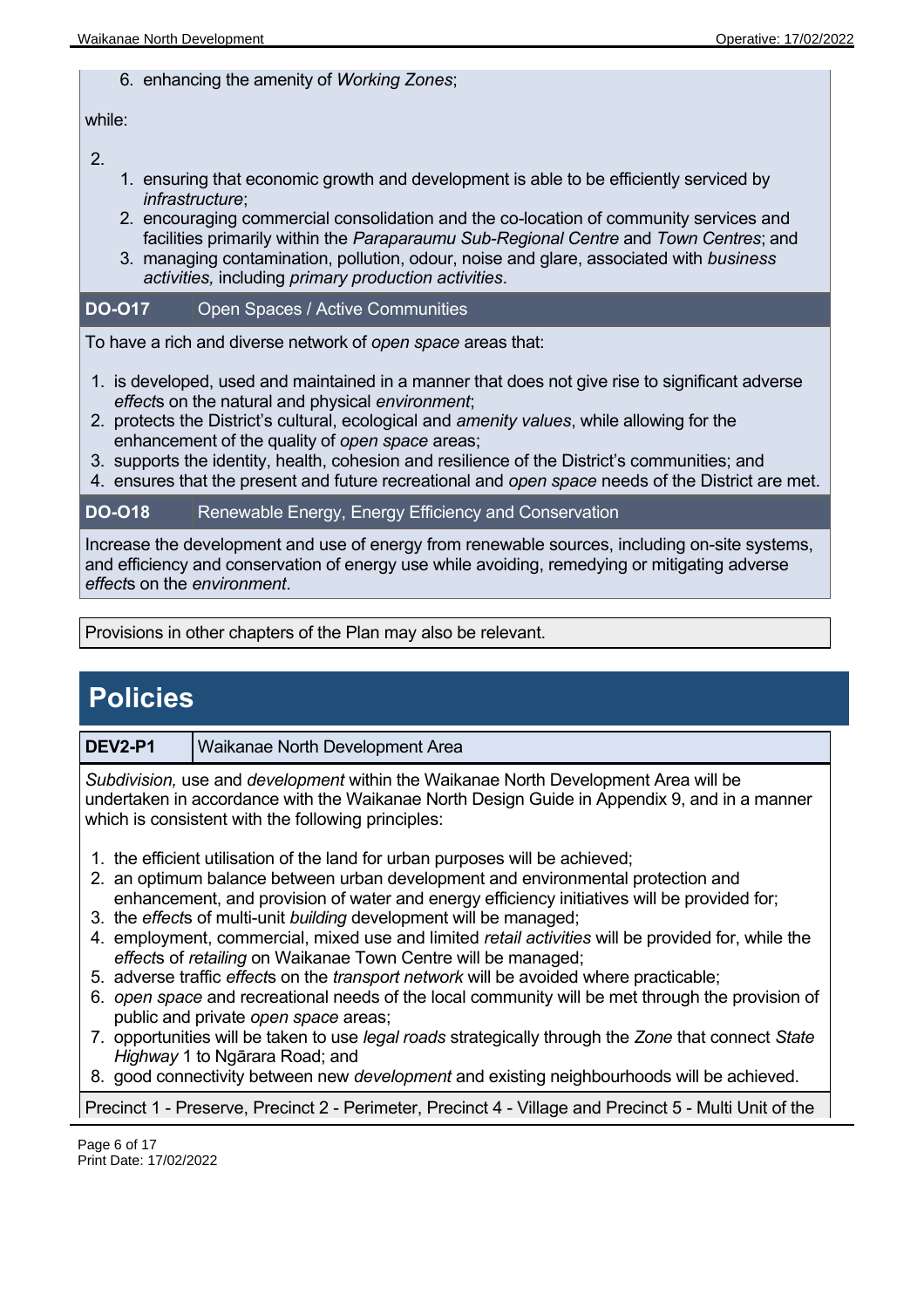6. enhancing the amenity of *Working Zones*;

while:

2.

1. ensuring that economic growth and development is able to be efficiently serviced by *infrastructure*;
2. encouraging commercial consolidation and the co-location of community services and facilities primarily within the *Paraparaumu Sub-Regional Centre* and *Town Centres*; and
3. managing contamination, pollution, odour, noise and glare, associated with *business activities,* including *primary production activities*.

| **DO-O17** | Open Spaces / Active Communities |
|---|---|

To have a rich and diverse network of *open space* areas that:

1. is developed, used and maintained in a manner that does not give rise to significant adverse *effect*s on the natural and physical *environment*;
2. protects the District's cultural, ecological and *amenity values*, while allowing for the enhancement of the quality of *open space* areas;
3. supports the identity, health, cohesion and resilience of the District's communities; and
4. ensures that the present and future recreational and *open space* needs of the District are met.

| **DO-O18** | Renewable Energy, Energy Efficiency and Conservation |
|---|---|

Increase the development and use of energy from renewable sources, including on-site systems, and efficiency and conservation of energy use while avoiding, remedying or mitigating adverse *effect*s on the *environment*.

Provisions in other chapters of the Plan may also be relevant.

# Policies

| **DEV2-P1** | Waikanae North Development Area |
|---|---|

*Subdivision,* use and *development* within the Waikanae North Development Area will be undertaken in accordance with the Waikanae North Design Guide in Appendix 9, and in a manner which is consistent with the following principles:

1. the efficient utilisation of the land for urban purposes will be achieved;
2. an optimum balance between urban development and environmental protection and enhancement, and provision of water and energy efficiency initiatives will be provided for;
3. the *effect*s of multi-unit *building* development will be managed;
4. employment, commercial, mixed use and limited *retail activities* will be provided for, while the *effect*s of *retailing* on Waikanae Town Centre will be managed;
5. adverse traffic *effect*s on the *transport network* will be avoided where practicable;
6. *open space* and recreational needs of the local community will be met through the provision of public and private *open space* areas;
7. opportunities will be taken to use *legal roads* strategically through the *Zone* that connect *State Highway* 1 to Ngārara Road; and
8. good connectivity between new *development* and existing neighbourhoods will be achieved.

Precinct 1 - Preserve, Precinct 2 - Perimeter, Precinct 4 - Village and Precinct 5 - Multi Unit of the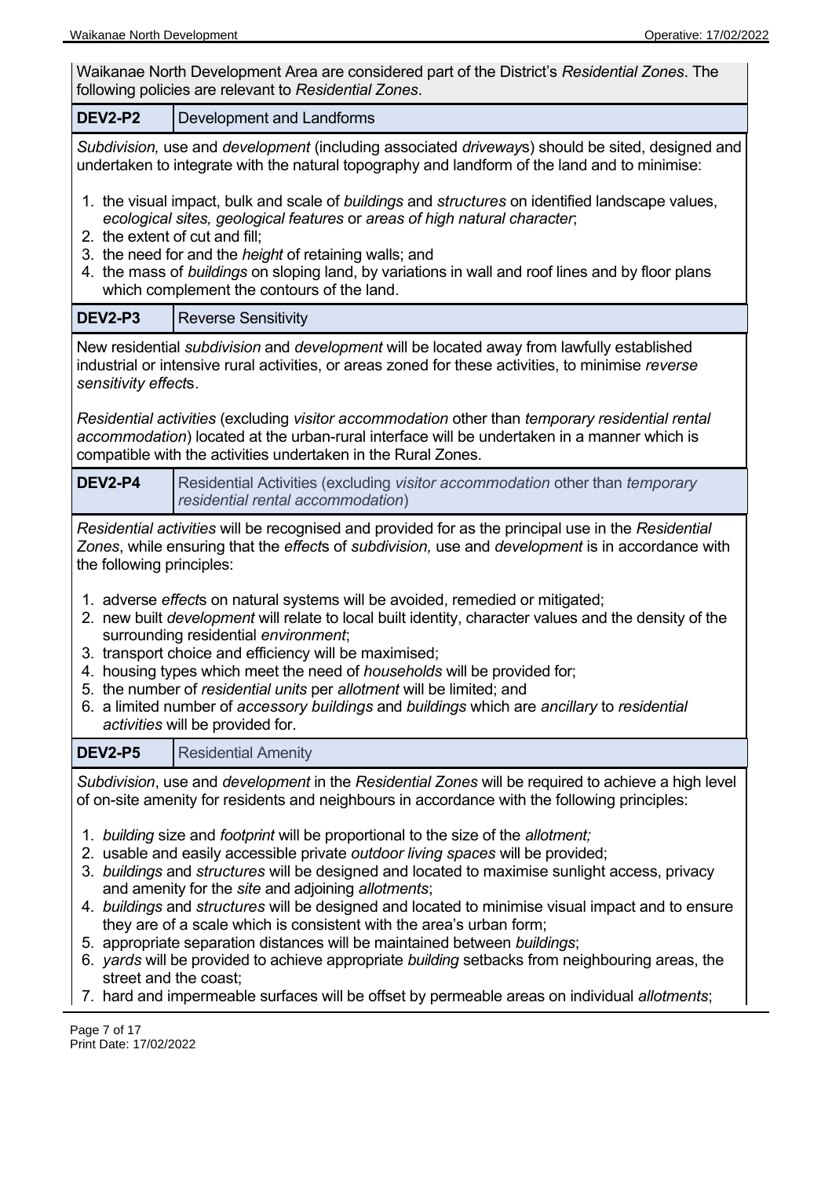Waikanae North Development Area are considered part of the District's *Residential Zones*. The following policies are relevant to *Residential Zones*.

### DEV2-P2 Development and Landforms

*Subdivision,* use and *development* (including associated *driveway*s) should be sited, designed and undertaken to integrate with the natural topography and landform of the land and to minimise:

1. the visual impact, bulk and scale of *buildings* and *structures* on identified landscape values, *ecological sites, geological features* or *areas of high natural character*;
2. the extent of cut and fill;
3. the need for and the *height* of retaining walls; and
4. the mass of *buildings* on sloping land, by variations in wall and roof lines and by floor plans which complement the contours of the land.

### DEV2-P3 Reverse Sensitivity

New residential *subdivision* and *development* will be located away from lawfully established industrial or intensive rural activities, or areas zoned for these activities, to minimise *reverse sensitivity effect*s.

*Residential activities* (excluding *visitor accommodation* other than *temporary residential rental accommodation*) located at the urban-rural interface will be undertaken in a manner which is compatible with the activities undertaken in the Rural Zones.

### DEV2-P4 Residential Activities (excluding *visitor accommodation* other than *temporary residential rental accommodation*)

*Residential activities* will be recognised and provided for as the principal use in the *Residential Zones*, while ensuring that the *effect*s of *subdivision,* use and *development* is in accordance with the following principles:

1. adverse *effect*s on natural systems will be avoided, remedied or mitigated;
2. new built *development* will relate to local built identity, character values and the density of the surrounding residential *environment*;
3. transport choice and efficiency will be maximised;
4. housing types which meet the need of *households* will be provided for;
5. the number of *residential units* per *allotment* will be limited; and
6. a limited number of *accessory buildings* and *buildings* which are *ancillary* to *residential activities* will be provided for.

### DEV2-P5 Residential Amenity

*Subdivision*, use and *development* in the *Residential Zones* will be required to achieve a high level of on-site amenity for residents and neighbours in accordance with the following principles:

1. *building* size and *footprint* will be proportional to the size of the *allotment;*
2. usable and easily accessible private *outdoor living spaces* will be provided;
3. *buildings* and *structures* will be designed and located to maximise sunlight access, privacy and amenity for the *site* and adjoining *allotments*;
4. *buildings* and *structures* will be designed and located to minimise visual impact and to ensure they are of a scale which is consistent with the area's urban form;
5. appropriate separation distances will be maintained between *buildings*;
6. *yards* will be provided to achieve appropriate *building* setbacks from neighbouring areas, the street and the coast;
7. hard and impermeable surfaces will be offset by permeable areas on individual *allotments*;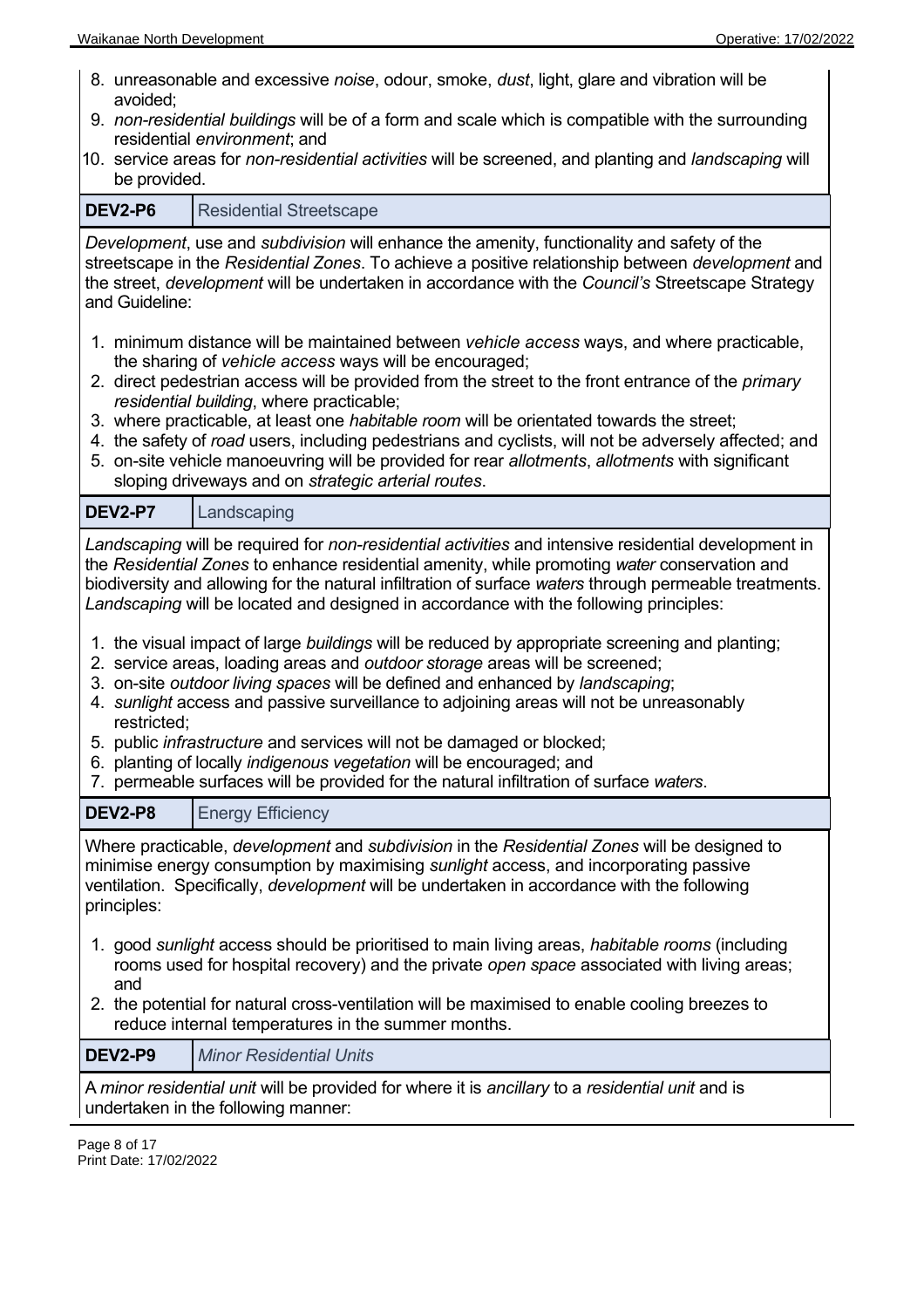8. unreasonable and excessive *noise*, odour, smoke, *dust*, light, glare and vibration will be avoided;
9. *non-residential buildings* will be of a form and scale which is compatible with the surrounding residential *environment*; and
10. service areas for *non-residential activities* will be screened, and planting and *landscaping* will be provided.

| DEV2-P6 | Residential Streetscape |
|---|---|

*Development*, use and *subdivision* will enhance the amenity, functionality and safety of the streetscape in the *Residential Zones*. To achieve a positive relationship between *development* and the street, *development* will be undertaken in accordance with the *Council's* Streetscape Strategy and Guideline:

1. minimum distance will be maintained between *vehicle access* ways, and where practicable, the sharing of *vehicle access* ways will be encouraged;
2. direct pedestrian access will be provided from the street to the front entrance of the *primary residential building*, where practicable;
3. where practicable, at least one *habitable room* will be orientated towards the street;
4. the safety of *road* users, including pedestrians and cyclists, will not be adversely affected; and
5. on-site vehicle manoeuvring will be provided for rear *allotments*, *allotments* with significant sloping driveways and on *strategic arterial routes*.

| DEV2-P7 | Landscaping |
|---|---|

*Landscaping* will be required for *non-residential activities* and intensive residential development in the *Residential Zones* to enhance residential amenity, while promoting *water* conservation and biodiversity and allowing for the natural infiltration of surface *waters* through permeable treatments. *Landscaping* will be located and designed in accordance with the following principles:

1. the visual impact of large *buildings* will be reduced by appropriate screening and planting;
2. service areas, loading areas and *outdoor storage* areas will be screened;
3. on-site *outdoor living spaces* will be defined and enhanced by *landscaping*;
4. *sunlight* access and passive surveillance to adjoining areas will not be unreasonably restricted;
5. public *infrastructure* and services will not be damaged or blocked;
6. planting of locally *indigenous vegetation* will be encouraged; and
7. permeable surfaces will be provided for the natural infiltration of surface *waters*.

| DEV2-P8 | Energy Efficiency |
|---|---|

Where practicable, *development* and *subdivision* in the *Residential Zones* will be designed to minimise energy consumption by maximising *sunlight* access, and incorporating passive ventilation. Specifically, *development* will be undertaken in accordance with the following principles:

1. good *sunlight* access should be prioritised to main living areas, *habitable rooms* (including rooms used for hospital recovery) and the private *open space* associated with living areas; and
2. the potential for natural cross-ventilation will be maximised to enable cooling breezes to reduce internal temperatures in the summer months.

| DEV2-P9 | *Minor Residential Units* |
|---|---|

A *minor residential unit* will be provided for where it is *ancillary* to a *residential unit* and is undertaken in the following manner: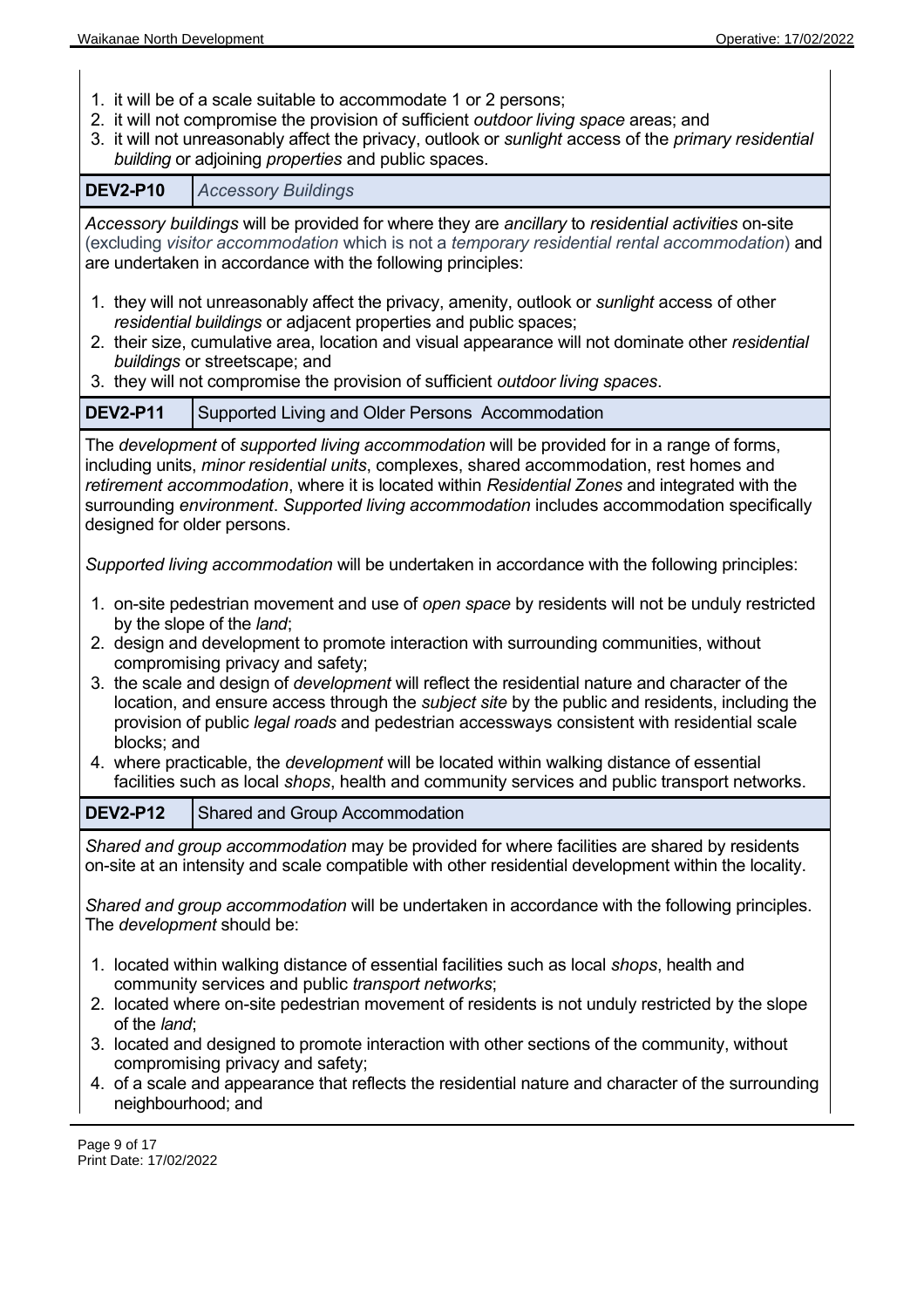1. it will be of a scale suitable to accommodate 1 or 2 persons;
2. it will not compromise the provision of sufficient *outdoor living space* areas; and
3. it will not unreasonably affect the privacy, outlook or *sunlight* access of the *primary residential building* or adjoining *properties* and public spaces.

| **DEV2-P10** | *Accessory Buildings* |
|---|---|

*Accessory buildings* will be provided for where they are *ancillary* to *residential activities* on-site (excluding *visitor accommodation* which is not a *temporary residential rental accommodation*) and are undertaken in accordance with the following principles:

1. they will not unreasonably affect the privacy, amenity, outlook or *sunlight* access of other *residential buildings* or adjacent properties and public spaces;
2. their size, cumulative area, location and visual appearance will not dominate other *residential buildings* or streetscape; and
3. they will not compromise the provision of sufficient *outdoor living spaces*.

| **DEV2-P11** | Supported Living and Older Persons Accommodation |
|---|---|

The *development* of *supported living accommodation* will be provided for in a range of forms, including units, *minor residential units*, complexes, shared accommodation, rest homes and *retirement accommodation*, where it is located within *Residential Zones* and integrated with the surrounding *environment*. *Supported living accommodation* includes accommodation specifically designed for older persons.

*Supported living accommodation* will be undertaken in accordance with the following principles:

1. on-site pedestrian movement and use of *open space* by residents will not be unduly restricted by the slope of the *land*;
2. design and development to promote interaction with surrounding communities, without compromising privacy and safety;
3. the scale and design of *development* will reflect the residential nature and character of the location, and ensure access through the *subject site* by the public and residents, including the provision of public *legal roads* and pedestrian accessways consistent with residential scale blocks; and
4. where practicable, the *development* will be located within walking distance of essential facilities such as local *shops*, health and community services and public transport networks.

| **DEV2-P12** | Shared and Group Accommodation |
|---|---|

*Shared and group accommodation* may be provided for where facilities are shared by residents on-site at an intensity and scale compatible with other residential development within the locality.

*Shared and group accommodation* will be undertaken in accordance with the following principles. The *development* should be:

1. located within walking distance of essential facilities such as local *shops*, health and community services and public *transport networks*;
2. located where on-site pedestrian movement of residents is not unduly restricted by the slope of the *land*;
3. located and designed to promote interaction with other sections of the community, without compromising privacy and safety;
4. of a scale and appearance that reflects the residential nature and character of the surrounding neighbourhood; and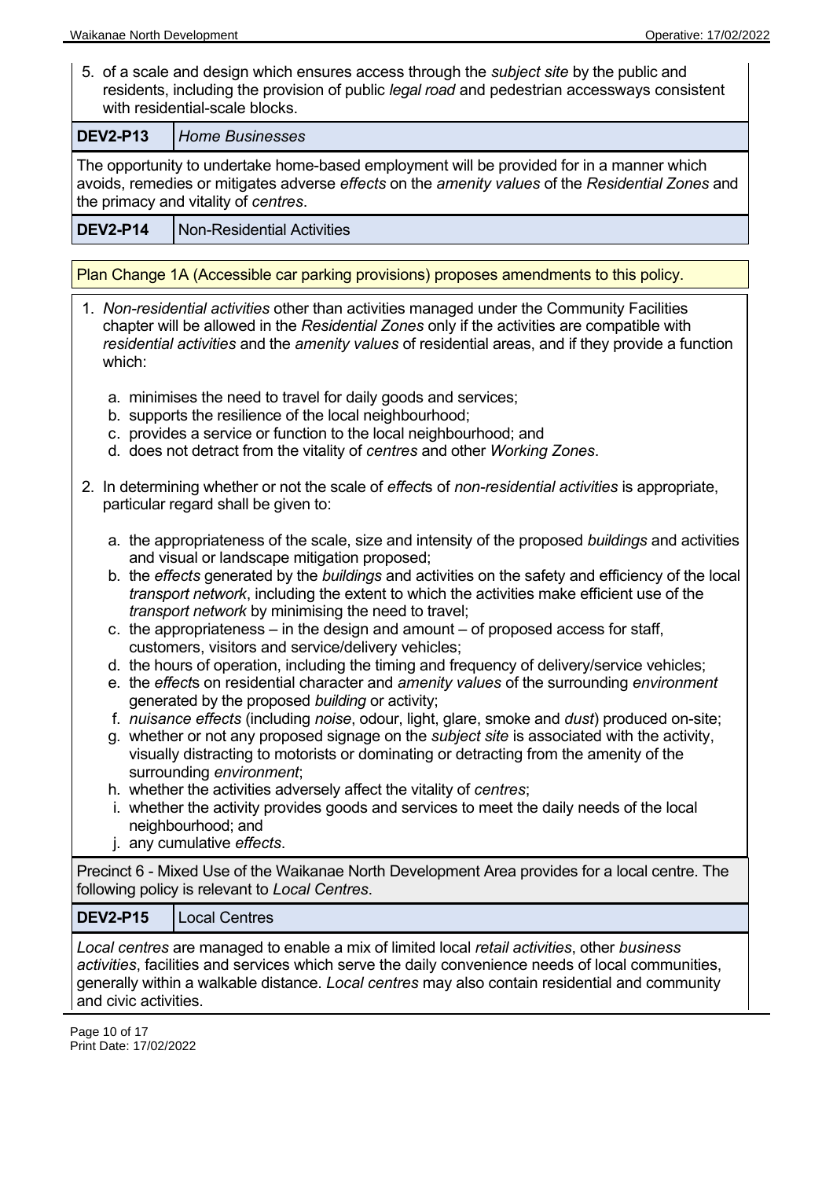5. of a scale and design which ensures access through the *subject site* by the public and residents, including the provision of public *legal road* and pedestrian accessways consistent with residential-scale blocks.

| **DEV2-P13** | *Home Businesses* |
|---|---|

The opportunity to undertake home-based employment will be provided for in a manner which avoids, remedies or mitigates adverse *effects* on the *amenity values* of the *Residential Zones* and the primacy and vitality of *centres*.

| **DEV2-P14** | Non-Residential Activities |
|---|---|

Plan Change 1A (Accessible car parking provisions) proposes amendments to this policy.

1. *Non-residential activities* other than activities managed under the Community Facilities chapter will be allowed in the *Residential Zones* only if the activities are compatible with *residential activities* and the *amenity values* of residential areas, and if they provide a function which:

   a. minimises the need to travel for daily goods and services;
   b. supports the resilience of the local neighbourhood;
   c. provides a service or function to the local neighbourhood; and
   d. does not detract from the vitality of *centres* and other *Working Zones*.

2. In determining whether or not the scale of *effect*s of *non-residential activities* is appropriate, particular regard shall be given to:

   a. the appropriateness of the scale, size and intensity of the proposed *buildings* and activities and visual or landscape mitigation proposed;
   b. the *effects* generated by the *buildings* and activities on the safety and efficiency of the local *transport network*, including the extent to which the activities make efficient use of the *transport network* by minimising the need to travel;
   c. the appropriateness – in the design and amount – of proposed access for staff, customers, visitors and service/delivery vehicles;
   d. the hours of operation, including the timing and frequency of delivery/service vehicles;
   e. the *effect*s on residential character and *amenity values* of the surrounding *environment* generated by the proposed *building* or activity;
   f. *nuisance effects* (including *noise*, odour, light, glare, smoke and *dust*) produced on-site;
   g. whether or not any proposed signage on the *subject site* is associated with the activity, visually distracting to motorists or dominating or detracting from the amenity of the surrounding *environment*;
   h. whether the activities adversely affect the vitality of *centres*;
   i. whether the activity provides goods and services to meet the daily needs of the local neighbourhood; and
   j. any cumulative *effects*.

Precinct 6 - Mixed Use of the Waikanae North Development Area provides for a local centre. The following policy is relevant to *Local Centres*.

| **DEV2-P15** | Local Centres |
|---|---|

*Local centres* are managed to enable a mix of limited local *retail activities*, other *business activities*, facilities and services which serve the daily convenience needs of local communities, generally within a walkable distance. *Local centres* may also contain residential and community and civic activities.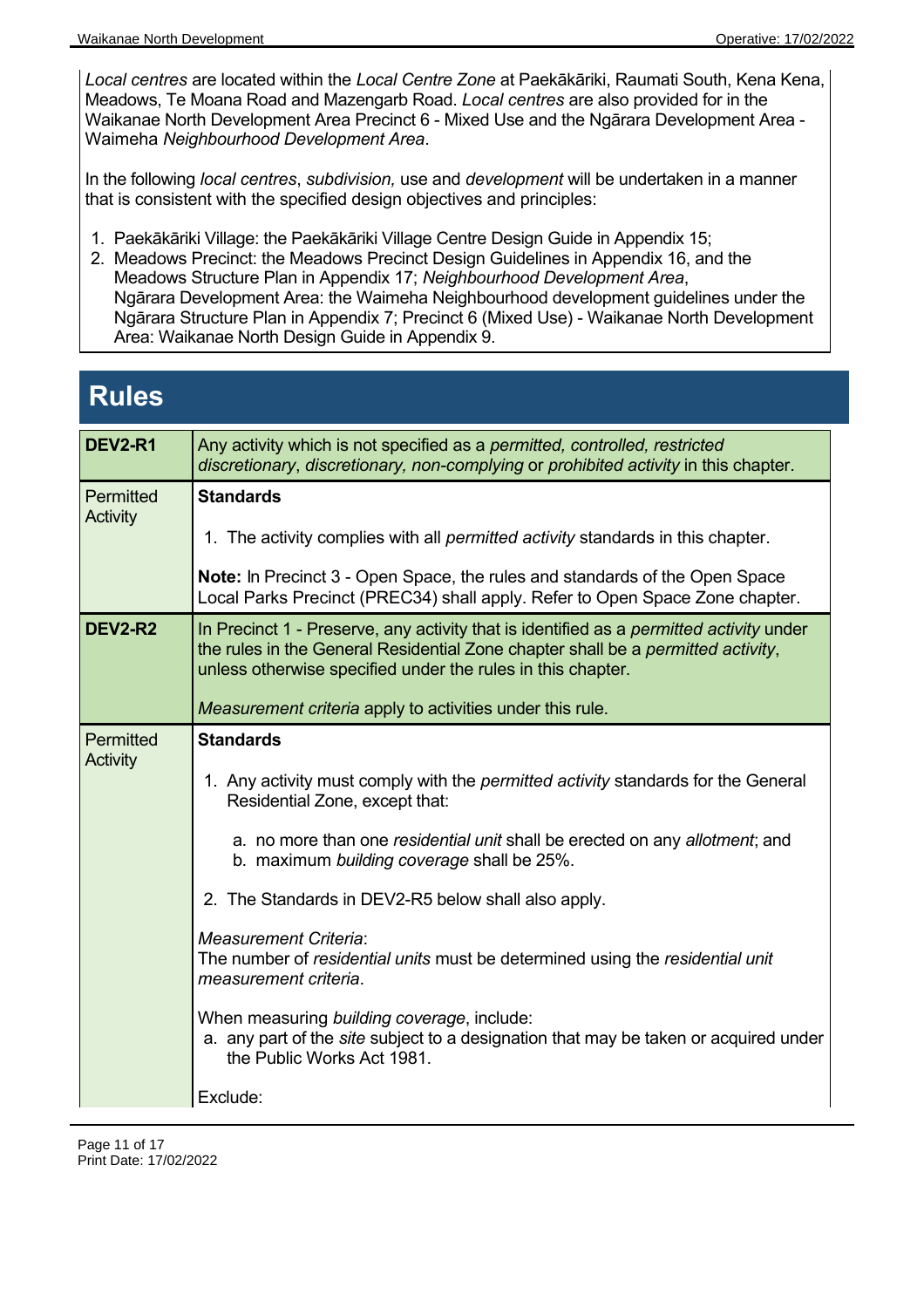*Local centres* are located within the *Local Centre Zone* at Paekākāriki, Raumati South, Kena Kena, Meadows, Te Moana Road and Mazengarb Road. *Local centres* are also provided for in the Waikanae North Development Area Precinct 6 - Mixed Use and the Ngārara Development Area - Waimeha *Neighbourhood Development Area*.

In the following *local centres*, *subdivision,* use and *development* will be undertaken in a manner that is consistent with the specified design objectives and principles:

1. Paekākāriki Village: the Paekākāriki Village Centre Design Guide in Appendix 15;
2. Meadows Precinct: the Meadows Precinct Design Guidelines in Appendix 16, and the Meadows Structure Plan in Appendix 17; *Neighbourhood Development Area*, Ngārara Development Area: the Waimeha Neighbourhood development guidelines under the Ngārara Structure Plan in Appendix 7; Precinct 6 (Mixed Use) - Waikanae North Development Area: Waikanae North Design Guide in Appendix 9.

# Rules

| **DEV2-R1** | Any activity which is not specified as a *permitted, controlled, restricted discretionary*, *discretionary, non-complying* or *prohibited activity* in this chapter. |
|---|---|
| Permitted Activity | **Standards**<br><br>1. The activity complies with all *permitted activity* standards in this chapter.<br><br>**Note:** In Precinct 3 - Open Space, the rules and standards of the Open Space Local Parks Precinct (PREC34) shall apply. Refer to Open Space Zone chapter. |
| **DEV2-R2** | In Precinct 1 - Preserve, any activity that is identified as a *permitted activity* under the rules in the General Residential Zone chapter shall be a *permitted activity*, unless otherwise specified under the rules in this chapter.<br><br>*Measurement criteria* apply to activities under this rule. |
| Permitted Activity | **Standards**<br><br>1. Any activity must comply with the *permitted activity* standards for the General Residential Zone, except that:<br>   a. no more than one *residential unit* shall be erected on any *allotment*; and<br>   b. maximum *building coverage* shall be 25%.<br><br>2. The Standards in DEV2-R5 below shall also apply.<br><br>*Measurement Criteria*:<br>The number of *residential units* must be determined using the *residential unit measurement criteria*.<br><br>When measuring *building coverage*, include:<br>a. any part of the *site* subject to a designation that may be taken or acquired under the Public Works Act 1981.<br><br>Exclude: |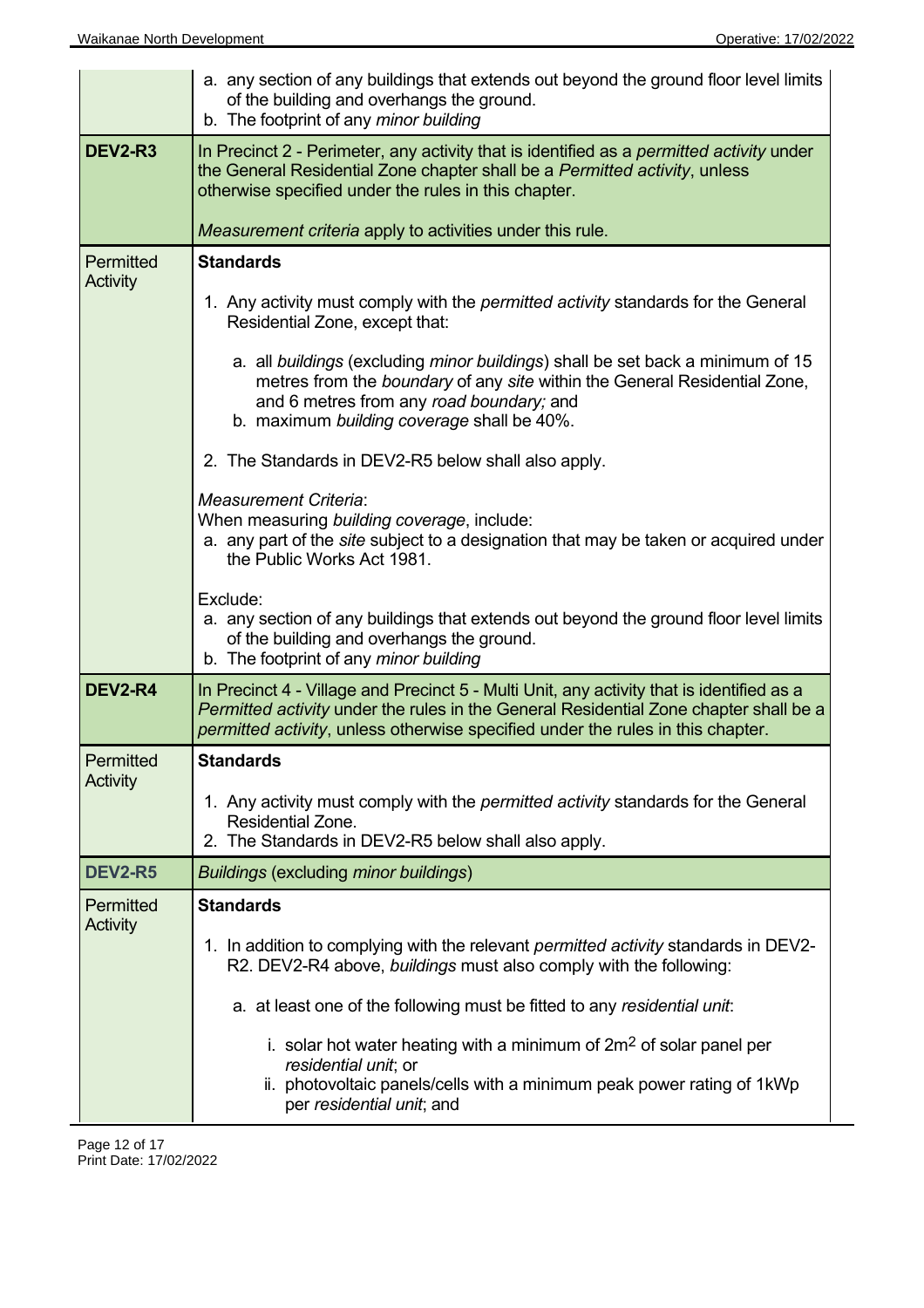| | |
|---|---|
| | a. any section of any buildings that extends out beyond the ground floor level limits of the building and overhangs the ground.<br>b. The footprint of any *minor building* |
| **DEV2-R3** | In Precinct 2 - Perimeter, any activity that is identified as a *permitted activity* under the General Residential Zone chapter shall be a *Permitted activity*, unless otherwise specified under the rules in this chapter.<br><br>*Measurement criteria* apply to activities under this rule. |
| Permitted Activity | **Standards**<br><br>1. Any activity must comply with the *permitted activity* standards for the General Residential Zone, except that:<br><br>a. all *buildings* (excluding *minor buildings*) shall be set back a minimum of 15 metres from the *boundary* of any *site* within the General Residential Zone, and 6 metres from any *road boundary;* and<br>b. maximum *building coverage* shall be 40%.<br><br>2. The Standards in DEV2-R5 below shall also apply.<br><br>*Measurement Criteria*:<br>When measuring *building coverage*, include:<br>a. any part of the *site* subject to a designation that may be taken or acquired under the Public Works Act 1981.<br><br>Exclude:<br>a. any section of any buildings that extends out beyond the ground floor level limits of the building and overhangs the ground.<br>b. The footprint of any *minor building* |
| **DEV2-R4** | In Precinct 4 - Village and Precinct 5 - Multi Unit, any activity that is identified as a *Permitted activity* under the rules in the General Residential Zone chapter shall be a *permitted activity*, unless otherwise specified under the rules in this chapter. |
| Permitted Activity | **Standards**<br><br>1. Any activity must comply with the *permitted activity* standards for the General Residential Zone.<br>2. The Standards in DEV2-R5 below shall also apply. |
| **DEV2-R5** | *Buildings* (excluding *minor buildings*) |
| Permitted Activity | **Standards**<br><br>1. In addition to complying with the relevant *permitted activity* standards in DEV2-R2. DEV2-R4 above, *buildings* must also comply with the following:<br><br>a. at least one of the following must be fitted to any *residential unit*:<br><br>i. solar hot water heating with a minimum of $2m^2$ of solar panel per *residential unit*; or<br>ii. photovoltaic panels/cells with a minimum peak power rating of 1kWp per *residential unit*; and |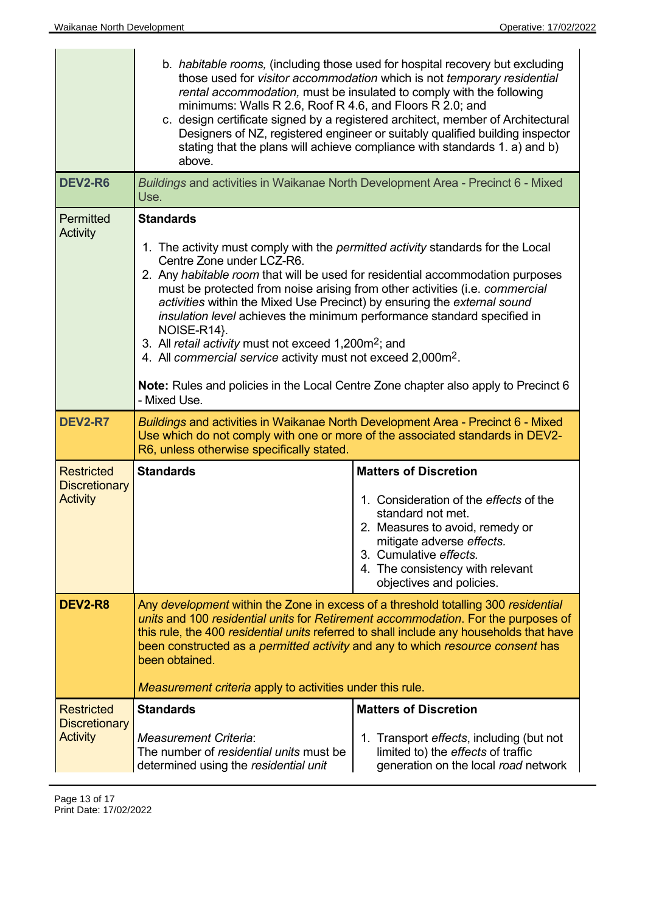| | |
|---|---|
| | b. *habitable rooms,* (including those used for hospital recovery but excluding those used for *visitor accommodation* which is not *temporary residential rental accommodation,* must be insulated to comply with the following minimums: Walls R 2.6, Roof R 4.6, and Floors R 2.0; and<br>c. design certificate signed by a registered architect, member of Architectural Designers of NZ, registered engineer or suitably qualified building inspector stating that the plans will achieve compliance with standards 1. a) and b) above. |
| **DEV2-R6** | *Buildings* and activities in Waikanae North Development Area - Precinct 6 - Mixed Use. |
| Permitted Activity | **Standards**<br><br>1. The activity must comply with the *permitted activity* standards for the Local Centre Zone under LCZ-R6.<br>2. Any *habitable room* that will be used for residential accommodation purposes must be protected from noise arising from other activities (i.e. *commercial activities* within the Mixed Use Precinct) by ensuring the *external sound insulation level* achieves the minimum performance standard specified in NOISE-R14}.<br>3. All *retail activity* must not exceed 1,200m$^2$; and<br>4. All *commercial service* activity must not exceed 2,000m$^2$.<br><br>**Note:** Rules and policies in the Local Centre Zone chapter also apply to Precinct 6 - Mixed Use. |
| **DEV2-R7** | *Buildings* and activities in Waikanae North Development Area - Precinct 6 - Mixed Use which do not comply with one or more of the associated standards in DEV2-R6, unless otherwise specifically stated. |
| Restricted Discretionary Activity | **Standards**<br><br>**Matters of Discretion**<br>1. Consideration of the *effects* of the standard not met.<br>2. Measures to avoid, remedy or mitigate adverse *effects.*<br>3. Cumulative *effects.*<br>4. The consistency with relevant objectives and policies. |
| **DEV2-R8** | Any *development* within the Zone in excess of a threshold totalling 300 *residential units* and 100 *residential units* for *Retirement accommodation*. For the purposes of this rule, the 400 *residential units* referred to shall include any households that have been constructed as a *permitted activity* and any to which *resource consent* has been obtained.<br><br>*Measurement criteria* apply to activities under this rule. |
| Restricted Discretionary Activity | **Standards**<br><br>*Measurement Criteria*:<br>The number of *residential units* must be determined using the *residential unit*<br><br>**Matters of Discretion**<br>1. Transport *effects*, including (but not limited to) the *effects* of traffic generation on the local *road* network |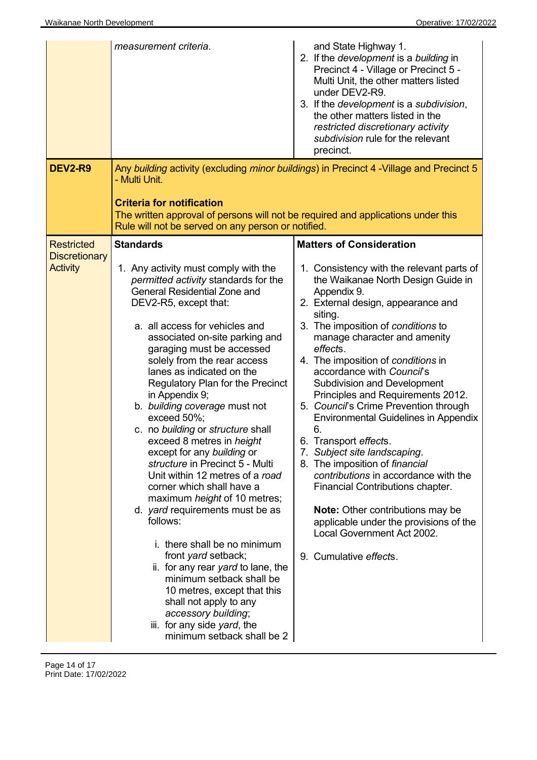| | | |
|---|---|---|
| | *measurement criteria.* | and State Highway 1.<br>2. If the *development* is a *building* in Precinct 4 - Village or Precinct 5 - Multi Unit, the other matters listed under DEV2-R9.<br>3. If the *development* is a *subdivision*, the other matters listed in the *restricted discretionary activity subdivision* rule for the relevant precinct. |
| **DEV2-R9** | Any *building* activity (excluding *minor buildings*) in Precinct 4 -Village and Precinct 5 - Multi Unit.<br><br>**Criteria for notification**<br>The written approval of persons will not be required and applications under this Rule will not be served on any person or notified. | |
| Restricted Discretionary Activity | **Standards**<br><br>1. Any activity must comply with the *permitted activity* standards for the General Residential Zone and DEV2-R5, except that:<br><br>a. all access for vehicles and associated on-site parking and garaging must be accessed solely from the rear access lanes as indicated on the Regulatory Plan for the Precinct in Appendix 9;<br>b. *building coverage* must not exceed 50%;<br>c. no *building* or *structure* shall exceed 8 metres in *height* except for any *building* or *structure* in Precinct 5 - Multi Unit within 12 metres of a *road* corner which shall have a maximum *height* of 10 metres;<br>d. *yard* requirements must be as follows:<br><br>i. there shall be no minimum front *yard* setback;<br>ii. for any rear *yard* to lane, the minimum setback shall be 10 metres, except that this shall not apply to any *accessory building*;<br>iii. for any side *yard*, the minimum setback shall be 2 | **Matters of Consideration**<br><br>1. Consistency with the relevant parts of the Waikanae North Design Guide in Appendix 9.<br>2. External design, appearance and siting.<br>3. The imposition of *conditions* to manage character and amenity *effects*.<br>4. The imposition of *conditions* in accordance with *Council*'s Subdivision and Development Principles and Requirements 2012.<br>5. *Council*'s Crime Prevention through Environmental Guidelines in Appendix 6.<br>6. Transport *effects*.<br>7. *Subject site landscaping*.<br>8. The imposition of *financial contributions* in accordance with the Financial Contributions chapter.<br><br>**Note:** Other contributions may be applicable under the provisions of the Local Government Act 2002.<br><br>9. Cumulative *effects*. |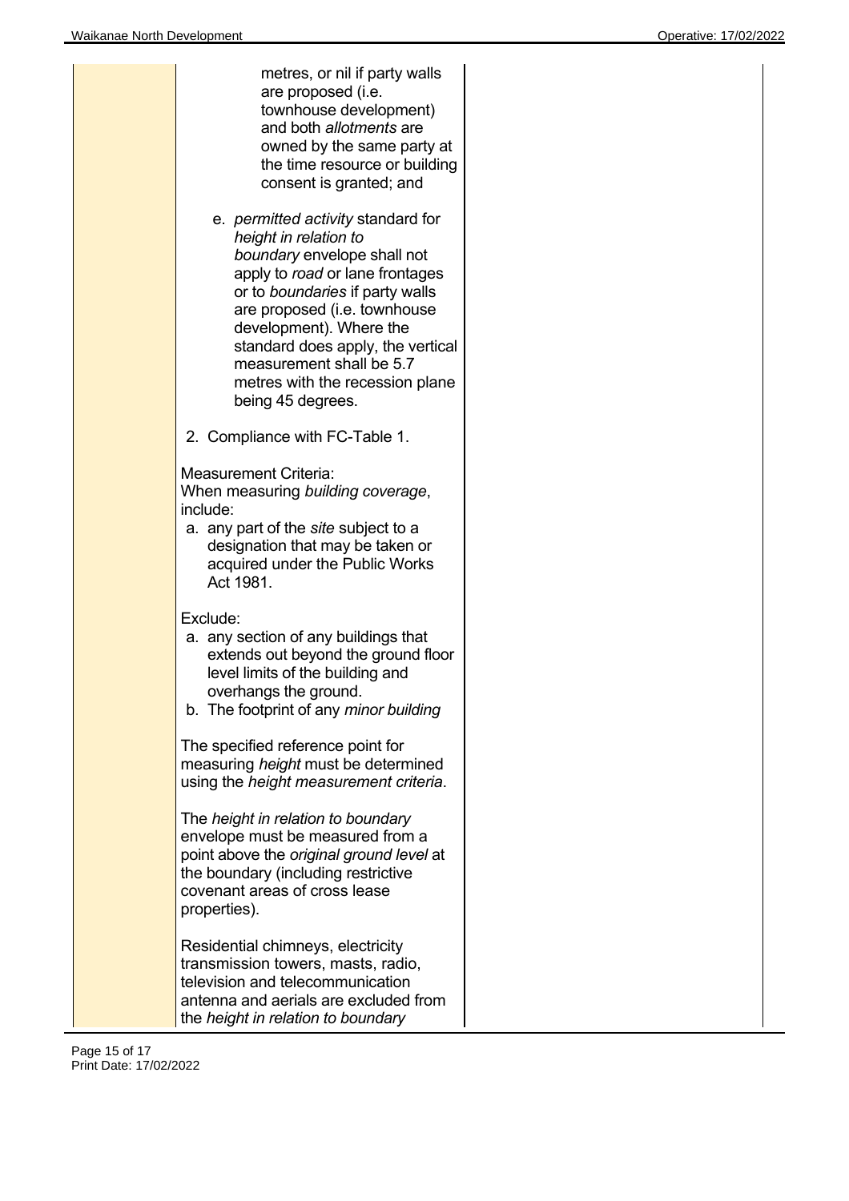|  |  |  |
| --- | --- | --- |
|  | metres, or nil if party walls are proposed (i.e. townhouse development) and both *allotments* are owned by the same party at the time resource or building consent is granted; and<br><br>e. *permitted activity* standard for *height in relation to boundary* envelope shall not apply to *road* or lane frontages or to *boundaries* if party walls are proposed (i.e. townhouse development). Where the standard does apply, the vertical measurement shall be 5.7 metres with the recession plane being 45 degrees.<br><br>2. Compliance with FC-Table 1.<br><br>Measurement Criteria:<br>When measuring *building coverage*, include:<br>a. any part of the *site* subject to a designation that may be taken or acquired under the Public Works Act 1981.<br><br>Exclude:<br>a. any section of any buildings that extends out beyond the ground floor level limits of the building and overhangs the ground.<br>b. The footprint of any *minor building*<br><br>The specified reference point for measuring *height* must be determined using the *height measurement criteria*.<br><br>The *height in relation to boundary* envelope must be measured from a point above the *original ground level* at the boundary (including restrictive covenant areas of cross lease properties).<br><br>Residential chimneys, electricity transmission towers, masts, radio, television and telecommunication antenna and aerials are excluded from the *height in relation to boundary* |  |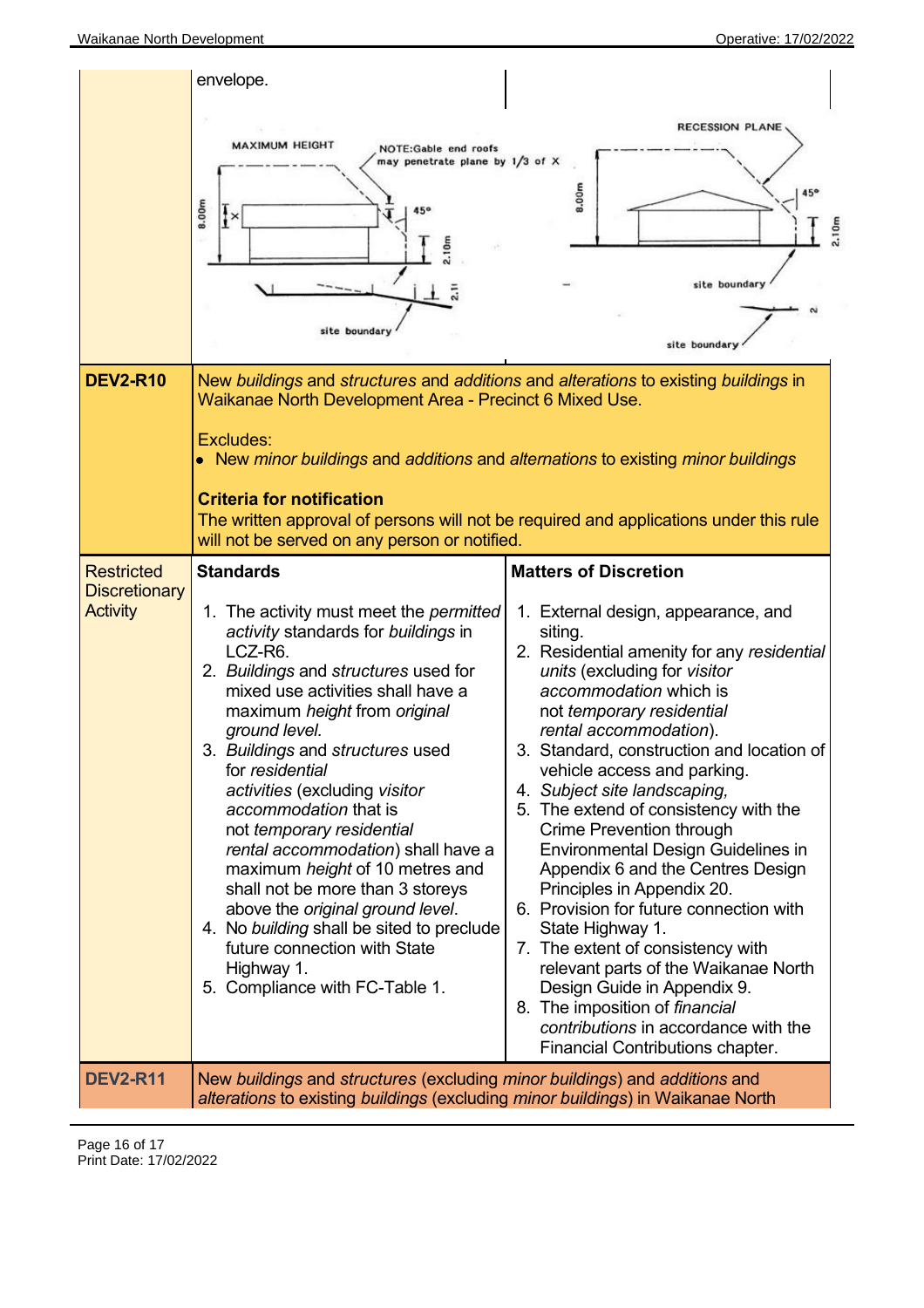| | envelope. MAXIMUM HEIGHT — NOTE: Gable end roofs may penetrate plane by 1/3 of X — 8.00m — 45° — 2.10m — site boundary; RECESSION PLANE — 8.00m — 45° — 2.10m — site boundary | |
|---|---|---|
| **DEV2-R10** | New *buildings* and *structures* and *additions* and *alterations* to existing *buildings* in Waikanae North Development Area - Precinct 6 Mixed Use.<br><br>Excludes:<br>• New *minor buildings* and *additions* and *alternations* to existing *minor buildings*<br><br>**Criteria for notification**<br>The written approval of persons will not be required and applications under this rule will not be served on any person or notified. | |
| Restricted Discretionary Activity | **Standards**<br><br>1. The activity must meet the *permitted activity* standards for *buildings* in LCZ-R6.<br>2. *Buildings* and *structures* used for mixed use activities shall have a maximum *height* from *original ground level.*<br>3. *Buildings* and *structures* used for *residential activities* (excluding *visitor accommodation* that is not *temporary residential rental accommodation*) shall have a maximum *height* of 10 metres and shall not be more than 3 storeys above the *original ground level*.<br>4. No *building* shall be sited to preclude future connection with State Highway 1.<br>5. Compliance with FC-Table 1. | **Matters of Discretion**<br><br>1. External design, appearance, and siting.<br>2. Residential amenity for any *residential units* (excluding for *visitor accommodation* which is not *temporary residential rental accommodation*).<br>3. Standard, construction and location of vehicle access and parking.<br>4. *Subject site landscaping,*<br>5. The extend of consistency with the Crime Prevention through Environmental Design Guidelines in Appendix 6 and the Centres Design Principles in Appendix 20.<br>6. Provision for future connection with State Highway 1.<br>7. The extent of consistency with relevant parts of the Waikanae North Design Guide in Appendix 9.<br>8. The imposition of *financial contributions* in accordance with the Financial Contributions chapter. |
| **DEV2-R11** | New *buildings* and *structures* (excluding *minor buildings*) and *additions* and *alterations* to existing *buildings* (excluding *minor buildings*) in Waikanae North | |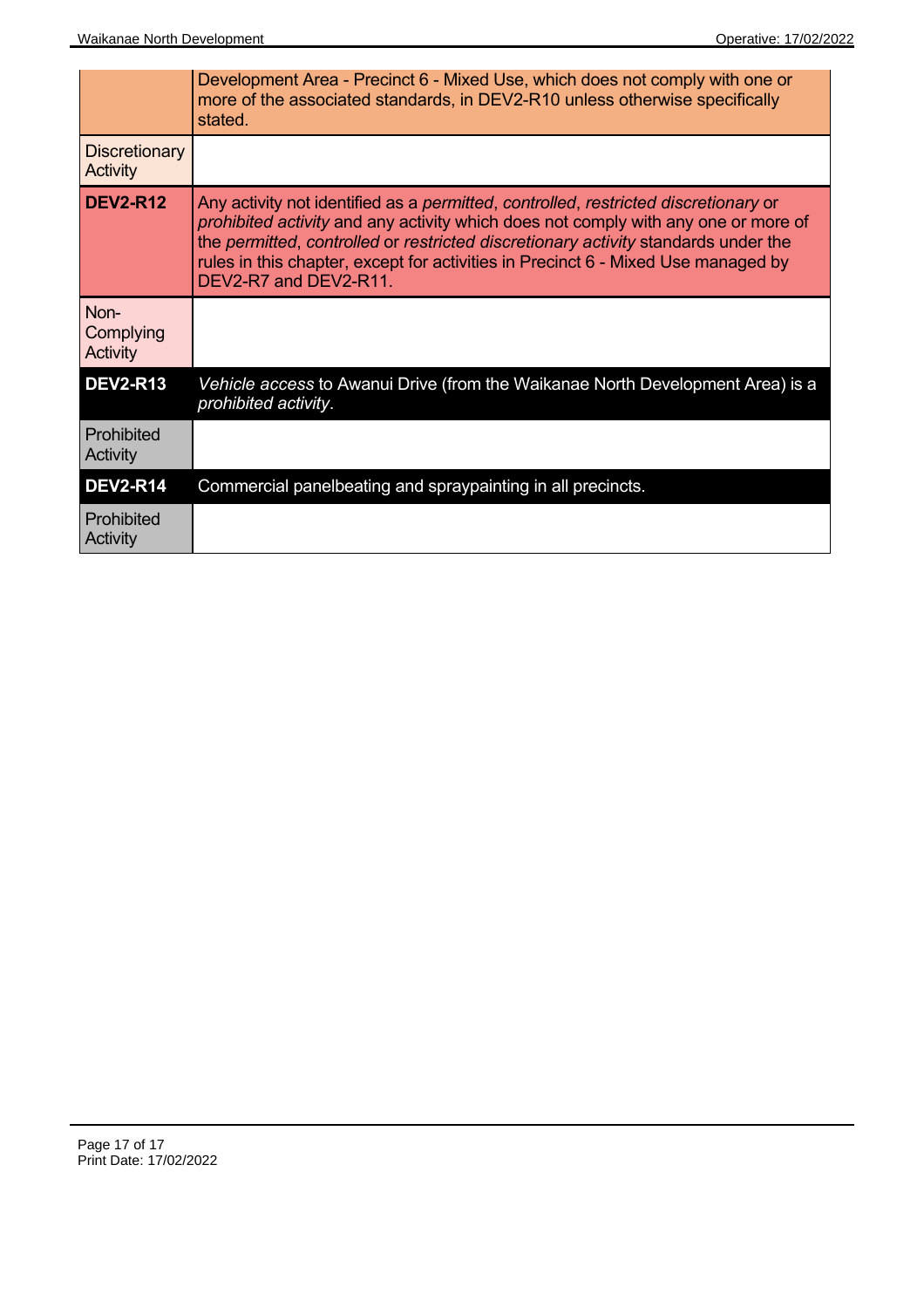| | |
|---|---|
| | Development Area - Precinct 6 - Mixed Use, which does not comply with one or more of the associated standards, in DEV2-R10 unless otherwise specifically stated. |
| Discretionary Activity | |
| **DEV2-R12** | Any activity not identified as a *permitted*, *controlled*, *restricted discretionary* or *prohibited activity* and any activity which does not comply with any one or more of the *permitted*, *controlled* or *restricted discretionary activity* standards under the rules in this chapter, except for activities in Precinct 6 - Mixed Use managed by DEV2-R7 and DEV2-R11. |
| Non-Complying Activity | |
| **DEV2-R13** | *Vehicle access* to Awanui Drive (from the Waikanae North Development Area) is a *prohibited activity*. |
| Prohibited Activity | |
| **DEV2-R14** | Commercial panelbeating and spraypainting in all precincts. |
| Prohibited Activity | |